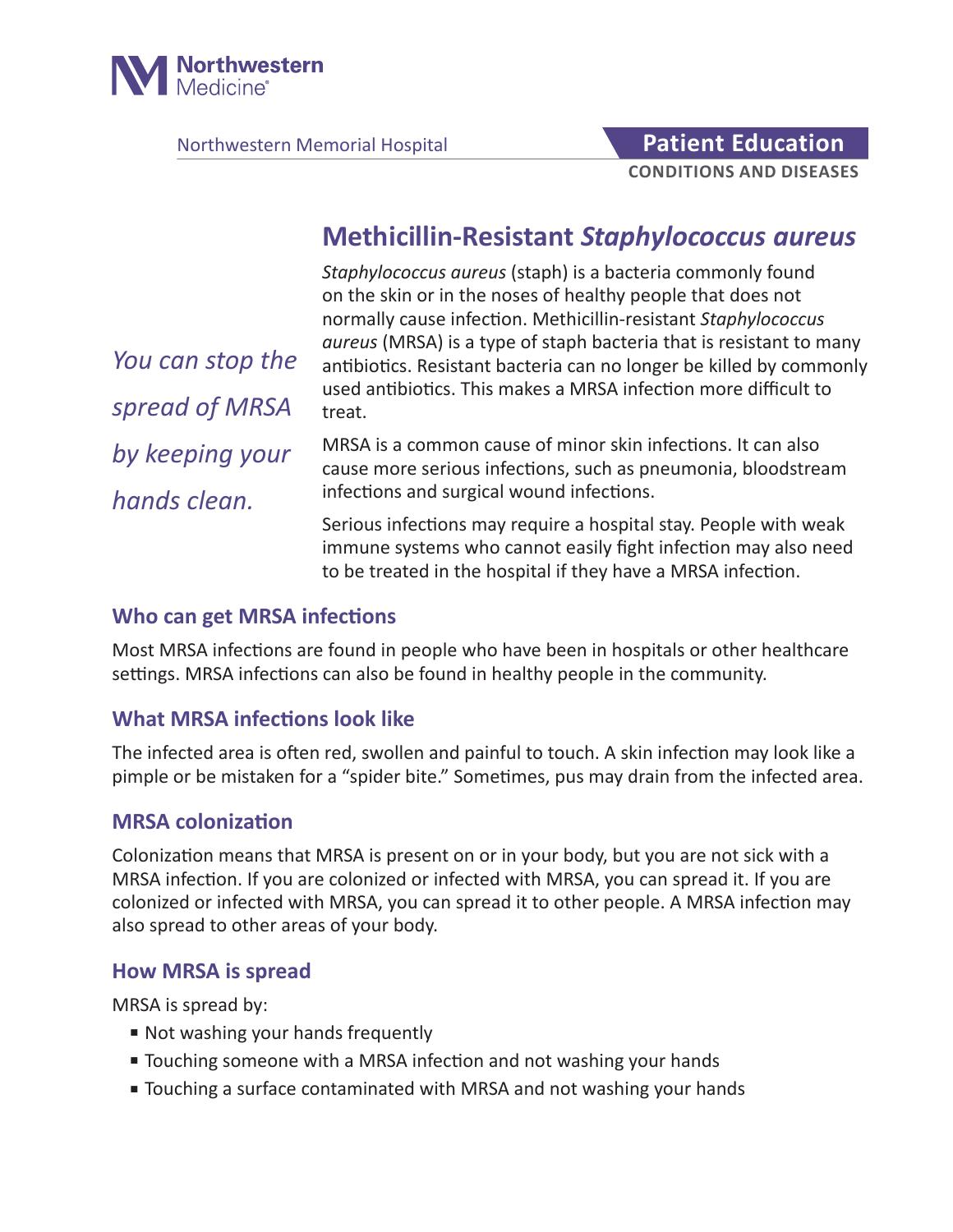Northwestern Memorial Hospital

**Patient Education**

**CONDITIONS AND DISEASES**

# Methicillin-Resistant *Staphylococcus aureus*

*You can stop the spread of MRSA by keeping your hands clean.*

*Staphylococcus aureus* (staph) is a bacteria commonly found on the skin or in the noses of healthy people that does not normally cause infection. Methicillin-resistant *Staphylococcus aureus* (MRSA) is a type of staph bacteria that is resistant to many antibiotics. Resistant bacteria can no longer be killed by commonly used antibiotics. This makes a MRSA infection more difficult to treat.

MRSA is a common cause of minor skin infections. It can also cause more serious infections, such as pneumonia, bloodstream infections and surgical wound infections.

Serious infections may require a hospital stay. People with weak immune systems who cannot easily fight infection may also need to be treated in the hospital if they have a MRSA infection.

## Who can get MRSA infections

Most MRSA infections are found in people who have been in hospitals or other healthcare settings. MRSA infections can also be found in healthy people in the community.

## What MRSA infections look like

The infected area is often red, swollen and painful to touch. A skin infection may look like a pimple or be mistaken for a "spider bite." Sometimes, pus may drain from the infected area.

## MRSA colonization

Colonization means that MRSA is present on or in your body, but you are not sick with a MRSA infection. If you are colonized or infected with MRSA, you can spread it. If you are colonized or infected with MRSA, you can spread it to other people. A MRSA infection may also spread to other areas of your body.

## How MRSA is spread

MRSA is spread by:

- Not washing your hands frequently
- Touching someone with a MRSA infection and not washing your hands
- Touching a surface contaminated with MRSA and not washing your hands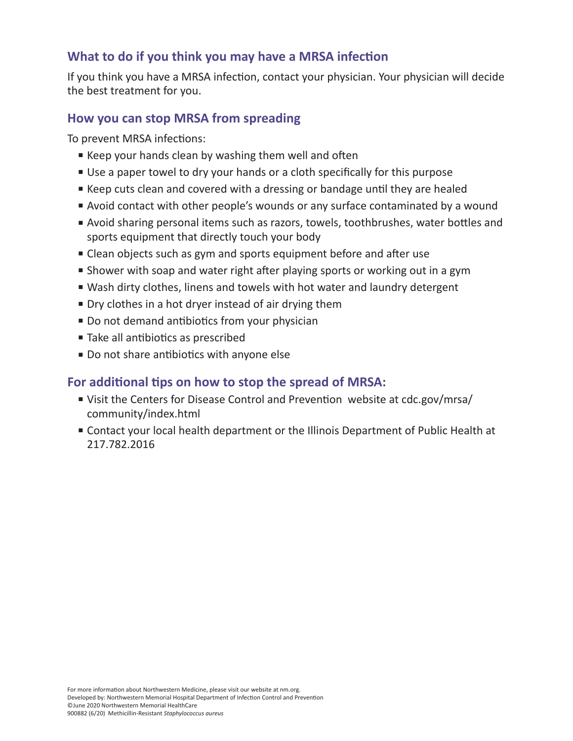## What to do if you think you may have a MRSA infection

If you think you have a MRSA infection, contact your physician. Your physician will decide the best treatment for you.

## How you can stop MRSA from spreading

To prevent MRSA infections:

- Keep your hands clean by washing them well and often
- Use a paper towel to dry your hands or a cloth specifically for this purpose
- Keep cuts clean and covered with a dressing or bandage until they are healed
- Avoid contact with other people's wounds or any surface contaminated by a wound
- Avoid sharing personal items such as razors, towels, toothbrushes, water bottles and sports equipment that directly touch your body
- Clean objects such as gym and sports equipment before and after use
- Shower with soap and water right after playing sports or working out in a gym
- Wash dirty clothes, linens and towels with hot water and laundry detergent
- Dry clothes in a hot dryer instead of air drying them
- Do not demand antibiotics from your physician
- Take all antibiotics as prescribed
- Do not share antibiotics with anyone else

## For additional tips on how to stop the spread of MRSA:

- Visit the Centers for Disease Control and Prevention website at cdc.gov/mrsa/community/index.html
- Contact your local health department or the Illinois Department of Public Health at 217.782.2016

For more information about Northwestern Medicine, please visit our website at nm.org.
Developed by: Northwestern Memorial Hospital Department of Infection Control and Prevention
©June 2020 Northwestern Memorial HealthCare
900882 (6/20) Methicillin-Resistant *Staphylococcus aureus*